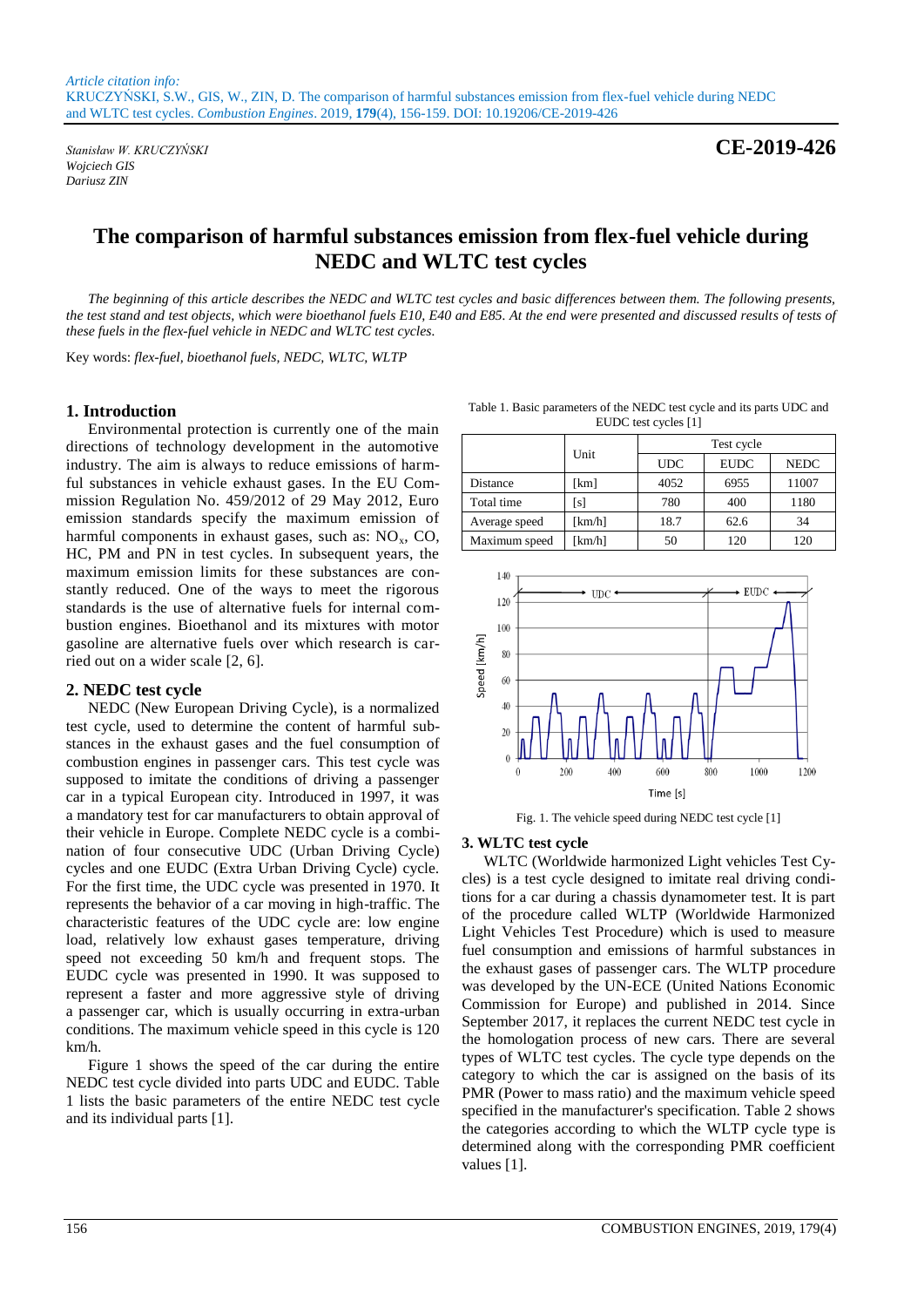Article citation info:
KRUCZYŃSKI, S.W., GIS, W., ZIN, D. The comparison of harmful substances emission from flex-fuel vehicle during NEDC and WLTC test cycles. *Combustion Engines*. 2019, **179**(4), 156-159. DOI: 10.19206/CE-2019-426

*Stanisław W. KRUCZYŃSKI*
*Wojciech GIS*
*Dariusz ZIN*

**CE-2019-426**

# The comparison of harmful substances emission from flex-fuel vehicle during NEDC and WLTC test cycles

*The beginning of this article describes the NEDC and WLTC test cycles and basic differences between them. The following presents, the test stand and test objects, which were bioethanol fuels E10, E40 and E85. At the end were presented and discussed results of tests of these fuels in the flex-fuel vehicle in NEDC and WLTC test cycles.*

Key words: *flex-fuel, bioethanol fuels, NEDC, WLTC, WLTP*

## 1. Introduction

Environmental protection is currently one of the main directions of technology development in the automotive industry. The aim is always to reduce emissions of harmful substances in vehicle exhaust gases. In the EU Commission Regulation No. 459/2012 of 29 May 2012, Euro emission standards specify the maximum emission of harmful components in exhaust gases, such as: $NO_x$, CO, HC, PM and PN in test cycles. In subsequent years, the maximum emission limits for these substances are constantly reduced. One of the ways to meet the rigorous standards is the use of alternative fuels for internal combustion engines. Bioethanol and its mixtures with motor gasoline are alternative fuels over which research is carried out on a wider scale [2, 6].

## 2. NEDC test cycle

NEDC (New European Driving Cycle), is a normalized test cycle, used to determine the content of harmful substances in the exhaust gases and the fuel consumption of combustion engines in passenger cars. This test cycle was supposed to imitate the conditions of driving a passenger car in a typical European city. Introduced in 1997, it was a mandatory test for car manufacturers to obtain approval of their vehicle in Europe. Complete NEDC cycle is a combination of four consecutive UDC (Urban Driving Cycle) cycles and one EUDC (Extra Urban Driving Cycle) cycle. For the first time, the UDC cycle was presented in 1970. It represents the behavior of a car moving in high-traffic. The characteristic features of the UDC cycle are: low engine load, relatively low exhaust gases temperature, driving speed not exceeding 50 km/h and frequent stops. The EUDC cycle was presented in 1990. It was supposed to represent a faster and more aggressive style of driving a passenger car, which is usually occurring in extra-urban conditions. The maximum vehicle speed in this cycle is 120 km/h.

Figure 1 shows the speed of the car during the entire NEDC test cycle divided into parts UDC and EUDC. Table 1 lists the basic parameters of the entire NEDC test cycle and its individual parts [1].

Table 1. Basic parameters of the NEDC test cycle and its parts UDC and EUDC test cycles [1]

| | Unit | Test cycle | | |
|---|---|---|---|---|
| | | UDC | EUDC | NEDC |
| Distance | [km] | 4052 | 6955 | 11007 |
| Total time | [s] | 780 | 400 | 1180 |
| Average speed | [km/h] | 18.7 | 62.6 | 34 |
| Maximum speed | [km/h] | 50 | 120 | 120 |

Fig. 1. The vehicle speed during NEDC test cycle [1]

## 3. WLTC test cycle

WLTC (Worldwide harmonized Light vehicles Test Cycles) is a test cycle designed to imitate real driving conditions for a car during a chassis dynamometer test. It is part of the procedure called WLTP (Worldwide Harmonized Light Vehicles Test Procedure) which is used to measure fuel consumption and emissions of harmful substances in the exhaust gases of passenger cars. The WLTP procedure was developed by the UN-ECE (United Nations Economic Commission for Europe) and published in 2014. Since September 2017, it replaces the current NEDC test cycle in the homologation process of new cars. There are several types of WLTC test cycles. The cycle type depends on the category to which the car is assigned on the basis of its PMR (Power to mass ratio) and the maximum vehicle speed specified in the manufacturer's specification. Table 2 shows the categories according to which the WLTP cycle type is determined along with the corresponding PMR coefficient values [1].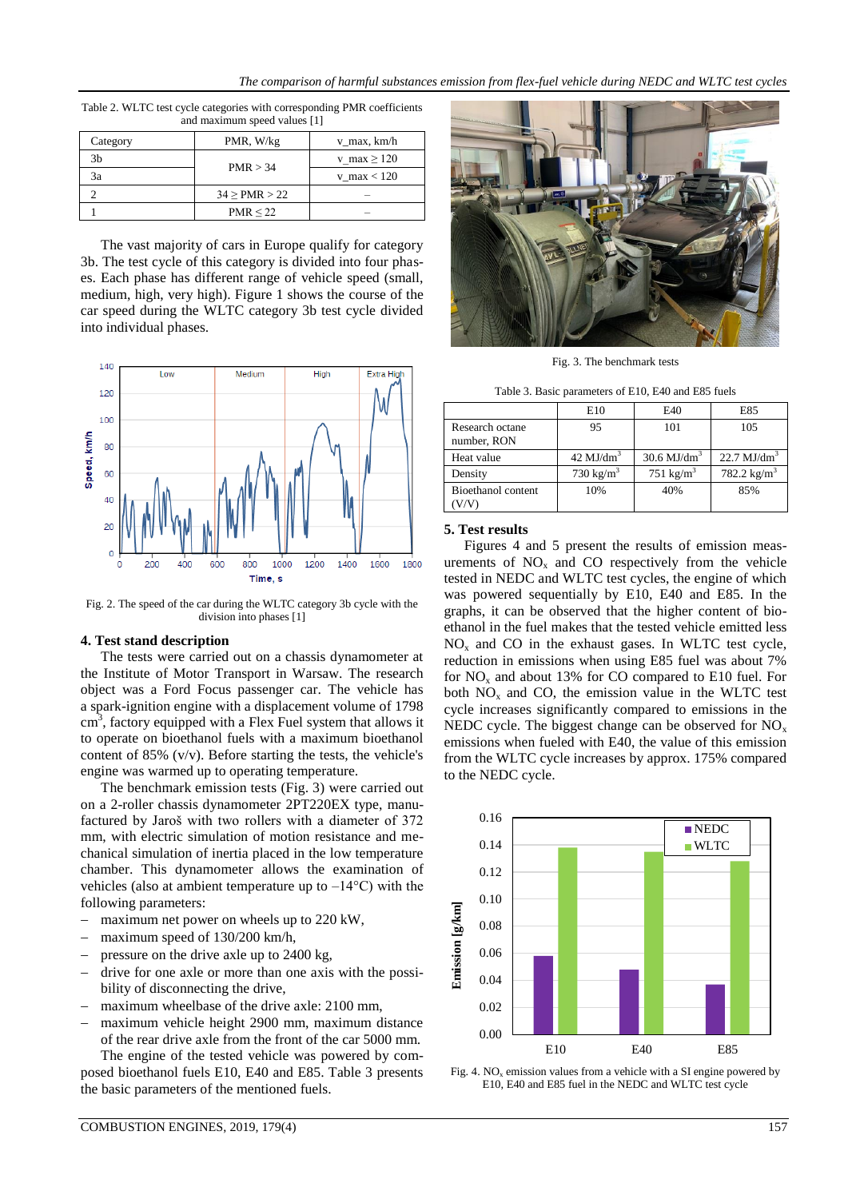Table 2. WLTC test cycle categories with corresponding PMR coefficients and maximum speed values [1]

| Category | PMR, W/kg | v_max, km/h |
|---|---|---|
| 3b | PMR > 34 | v_max ≥ 120 |
| 3a | | v_max < 120 |
| 2 | 34 ≥ PMR > 22 | – |
| 1 | PMR ≤ 22 | – |

The vast majority of cars in Europe qualify for category 3b. The test cycle of this category is divided into four phases. Each phase has different range of vehicle speed (small, medium, high, very high). Figure 1 shows the course of the car speed during the WLTC category 3b test cycle divided into individual phases.

Fig. 2. The speed of the car during the WLTC category 3b cycle with the division into phases [1]

## 4. Test stand description

The tests were carried out on a chassis dynamometer at the Institute of Motor Transport in Warsaw. The research object was a Ford Focus passenger car. The vehicle has a spark-ignition engine with a displacement volume of 1798 cm$^3$, factory equipped with a Flex Fuel system that allows it to operate on bioethanol fuels with a maximum bioethanol content of 85% (v/v). Before starting the tests, the vehicle's engine was warmed up to operating temperature.

The benchmark emission tests (Fig. 3) were carried out on a 2-roller chassis dynamometer 2PT220EX type, manufactured by Jaroš with two rollers with a diameter of 372 mm, with electric simulation of motion resistance and mechanical simulation of inertia placed in the low temperature chamber. This dynamometer allows the examination of vehicles (also at ambient temperature up to –14°C) with the following parameters:

- maximum net power on wheels up to 220 kW,
- maximum speed of 130/200 km/h,
- pressure on the drive axle up to 2400 kg,
- drive for one axle or more than one axis with the possibility of disconnecting the drive,
- maximum wheelbase of the drive axle: 2100 mm,
- maximum vehicle height 2900 mm, maximum distance of the rear drive axle from the front of the car 5000 mm.

The engine of the tested vehicle was powered by composed bioethanol fuels E10, E40 and E85. Table 3 presents the basic parameters of the mentioned fuels.

Fig. 3. The benchmark tests

Table 3. Basic parameters of E10, E40 and E85 fuels

| | E10 | E40 | E85 |
|---|---|---|---|
| Research octane number, RON | 95 | 101 | 105 |
| Heat value | 42 MJ/dm$^3$ | 30.6 MJ/dm$^3$ | 22.7 MJ/dm$^3$ |
| Density | 730 kg/m$^3$ | 751 kg/m$^3$ | 782.2 kg/m$^3$ |
| Bioethanol content (V/V) | 10% | 40% | 85% |

## 5. Test results

Figures 4 and 5 present the results of emission measurements of $NO_x$ and CO respectively from the vehicle tested in NEDC and WLTC test cycles, the engine of which was powered sequentially by E10, E40 and E85. In the graphs, it can be observed that the higher content of bioethanol in the fuel makes that the tested vehicle emitted less $NO_x$ and CO in the exhaust gases. In WLTC test cycle, reduction in emissions when using E85 fuel was about 7% for $NO_x$ and about 13% for CO compared to E10 fuel. For both $NO_x$ and CO, the emission value in the WLTC test cycle increases significantly compared to emissions in the NEDC cycle. The biggest change can be observed for $NO_x$ emissions when fueled with E40, the value of this emission from the WLTC cycle increases by approx. 175% compared to the NEDC cycle.

Fig. 4. $NO_x$ emission values from a vehicle with a SI engine powered by E10, E40 and E85 fuel in the NEDC and WLTC test cycle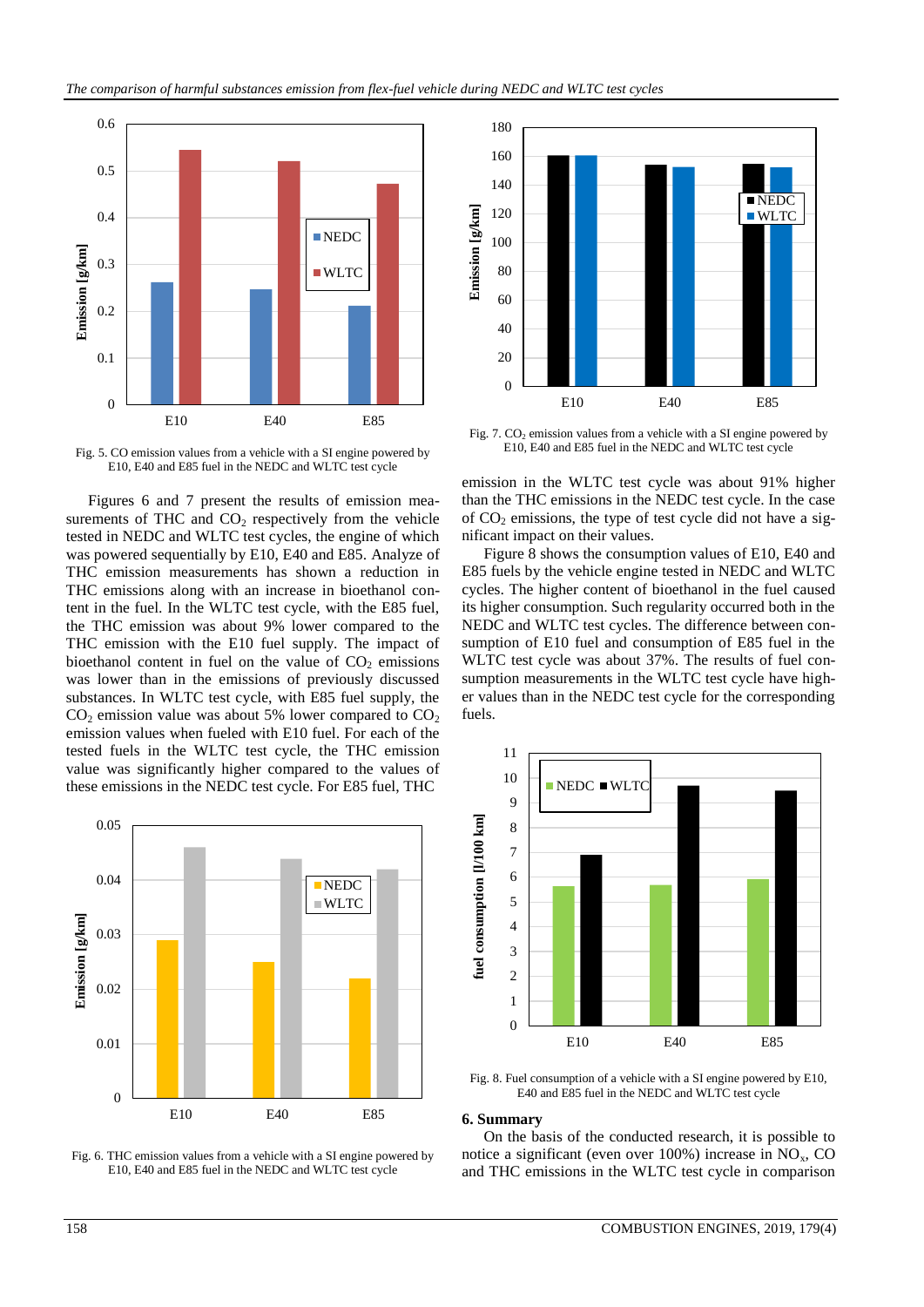Fig. 5. CO emission values from a vehicle with a SI engine powered by E10, E40 and E85 fuel in the NEDC and WLTC test cycle

Figures 6 and 7 present the results of emission measurements of THC and $CO_2$ respectively from the vehicle tested in NEDC and WLTC test cycles, the engine of which was powered sequentially by E10, E40 and E85. Analyze of THC emission measurements has shown a reduction in THC emissions along with an increase in bioethanol content in the fuel. In the WLTC test cycle, with the E85 fuel, the THC emission was about 9% lower compared to the THC emission with the E10 fuel supply. The impact of bioethanol content in fuel on the value of $CO_2$ emissions was lower than in the emissions of previously discussed substances. In WLTC test cycle, with E85 fuel supply, the $CO_2$ emission value was about 5% lower compared to $CO_2$ emission values when fueled with E10 fuel. For each of the tested fuels in the WLTC test cycle, the THC emission value was significantly higher compared to the values of these emissions in the NEDC test cycle. For E85 fuel, THC emission in the WLTC test cycle was about 91% higher than the THC emissions in the NEDC test cycle. In the case of $CO_2$ emissions, the type of test cycle did not have a significant impact on their values.

Fig. 6. THC emission values from a vehicle with a SI engine powered by E10, E40 and E85 fuel in the NEDC and WLTC test cycle

Fig. 7. $CO_2$ emission values from a vehicle with a SI engine powered by E10, E40 and E85 fuel in the NEDC and WLTC test cycle

Figure 8 shows the consumption values of E10, E40 and E85 fuels by the vehicle engine tested in NEDC and WLTC cycles. The higher content of bioethanol in the fuel caused its higher consumption. Such regularity occurred both in the NEDC and WLTC test cycles. The difference between consumption of E10 fuel and consumption of E85 fuel in the WLTC test cycle was about 37%. The results of fuel consumption measurements in the WLTC test cycle have higher values than in the NEDC test cycle for the corresponding fuels.

Fig. 8. Fuel consumption of a vehicle with a SI engine powered by E10, E40 and E85 fuel in the NEDC and WLTC test cycle

## 6. Summary

On the basis of the conducted research, it is possible to notice a significant (even over 100%) increase in $NO_x$, CO and THC emissions in the WLTC test cycle in comparison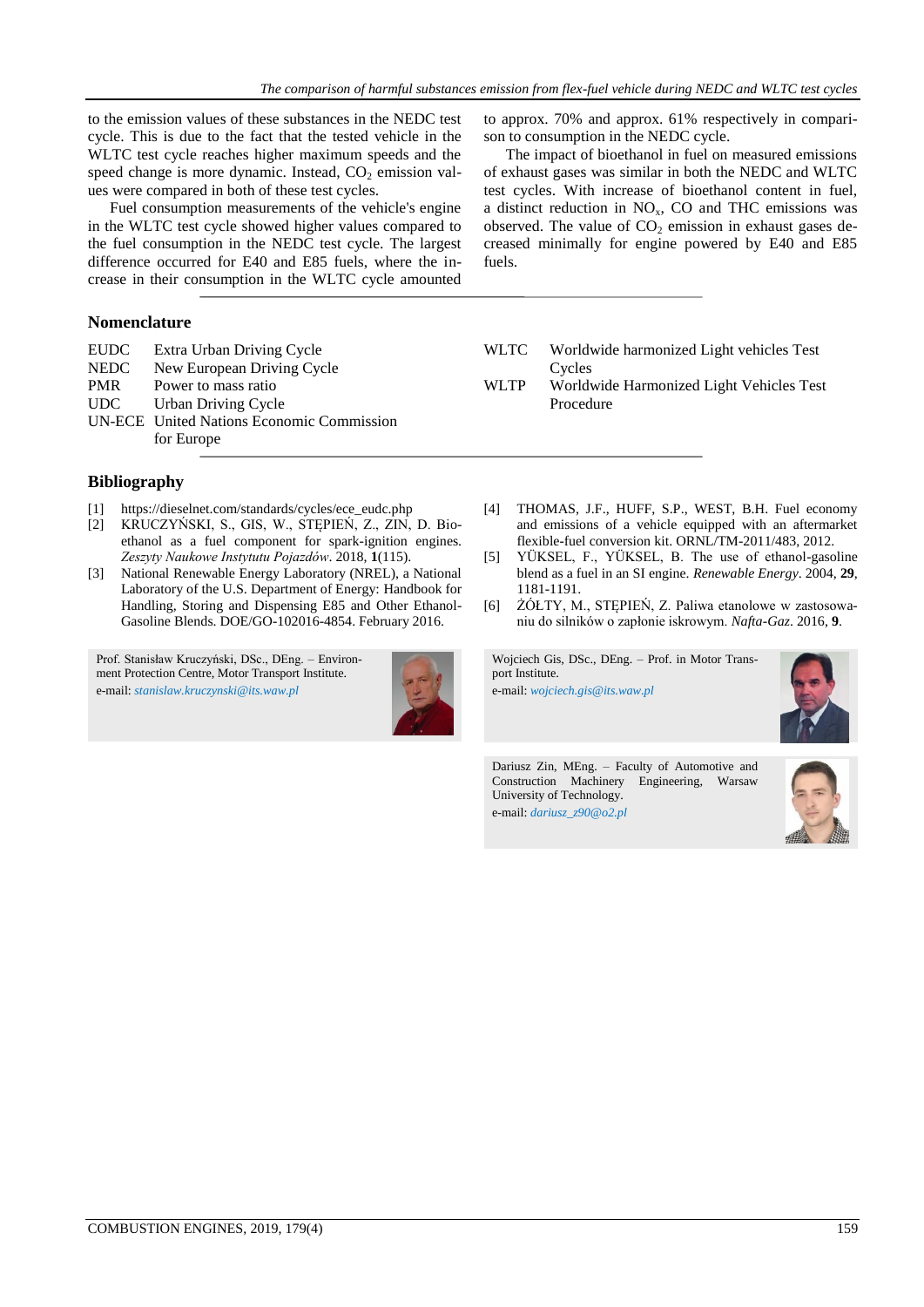to the emission values of these substances in the NEDC test cycle. This is due to the fact that the tested vehicle in the WLTC test cycle reaches higher maximum speeds and the speed change is more dynamic. Instead, $CO_2$ emission values were compared in both of these test cycles.

Fuel consumption measurements of the vehicle's engine in the WLTC test cycle showed higher values compared to the fuel consumption in the NEDC test cycle. The largest difference occurred for E40 and E85 fuels, where the increase in their consumption in the WLTC cycle amounted to approx. 70% and approx. 61% respectively in comparison to consumption in the NEDC cycle.

The impact of bioethanol in fuel on measured emissions of exhaust gases was similar in both the NEDC and WLTC test cycles. With increase of bioethanol content in fuel, a distinct reduction in $NO_x$, CO and THC emissions was observed. The value of $CO_2$ emission in exhaust gases decreased minimally for engine powered by E40 and E85 fuels.

## Nomenclature

| | |
|---|---|
| EUDC | Extra Urban Driving Cycle |
| NEDC | New European Driving Cycle |
| PMR | Power to mass ratio |
| UDC | Urban Driving Cycle |
| UN-ECE | United Nations Economic Commission for Europe |
| WLTC | Worldwide harmonized Light vehicles Test Cycles |
| WLTP | Worldwide Harmonized Light Vehicles Test Procedure |

## Bibliography

[1] https://dieselnet.com/standards/cycles/ece_eudc.php

[2] KRUCZYŃSKI, S., GIS, W., STĘPIEŃ, Z., ZIN, D. Bioethanol as a fuel component for spark-ignition engines. *Zeszyty Naukowe Instytutu Pojazdów*. 2018, **1**(115).

[3] National Renewable Energy Laboratory (NREL), a National Laboratory of the U.S. Department of Energy: Handbook for Handling, Storing and Dispensing E85 and Other Ethanol-Gasoline Blends. DOE/GO-102016-4854. February 2016.

[4] THOMAS, J.F., HUFF, S.P., WEST, B.H. Fuel economy and emissions of a vehicle equipped with an aftermarket flexible-fuel conversion kit. ORNL/TM-2011/483, 2012.

[5] YÜKSEL, F., YÜKSEL, B. The use of ethanol-gasoline blend as a fuel in an SI engine. *Renewable Energy*. 2004, **29**, 1181-1191.

[6] ŻÓŁTY, M., STĘPIEŃ, Z. Paliwa etanolowe w zastosowaniu do silników o zapłonie iskrowym. *Nafta-Gaz*. 2016, **9**.

Prof. Stanisław Kruczyński, DSc., DEng. – Environment Protection Centre, Motor Transport Institute.
e-mail: *stanislaw.kruczynski@its.waw.pl*

Wojciech Gis, DSc., DEng. – Prof. in Motor Transport Institute.
e-mail: *wojciech.gis@its.waw.pl*

Dariusz Zin, MEng. – Faculty of Automotive and Construction Machinery Engineering, Warsaw University of Technology.
e-mail: *dariusz_z90@o2.pl*